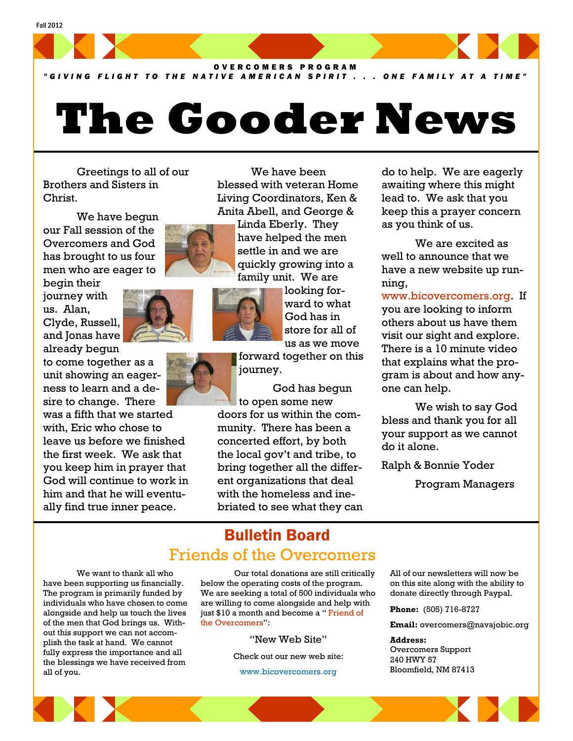Fall 2012

**OVERCOMERS PROGRAM**

*"GIVING FLIGHT TO THE NATIVE AMERICAN SPIRIT . . . ONE FAMILY AT A TIME"*

# The Gooder News

Greetings to all of our Brothers and Sisters in Christ.

We have begun our Fall session of the Overcomers and God has brought to us four men who are eager to begin their journey with us. Alan, Clyde, Russell, and Jonas have already begun to come together as a unit showing an eagerness to learn and a desire to change. There was a fifth that we started with, Eric who chose to leave us before we finished the first week. We ask that you keep him in prayer that God will continue to work in him and that he will eventually find true inner peace.

We have been blessed with veteran Home Living Coordinators, Ken & Anita Abell, and George & Linda Eberly. They have helped the men settle in and we are quickly growing into a family unit. We are looking forward to what God has in store for all of us as we move forward together on this journey.

God has begun to open some new doors for us within the community. There has been a concerted effort, by both the local gov't and tribe, to bring together all the different organizations that deal with the homeless and inebriated to see what they can do to help. We are eagerly awaiting where this might lead to. We ask that you keep this a prayer concern as you think of us.

We are excited as well to announce that we have a new website up running, www.bicovercomers.org. If you are looking to inform others about us have them visit our sight and explore. There is a 10 minute video that explains what the program is about and how anyone can help.

We wish to say God bless and thank you for all your support as we cannot do it alone.

Ralph & Bonnie Yoder

Program Managers

## Bulletin Board

### Friends of the Overcomers

We want to thank all who have been supporting us financially. The program is primarily funded by individuals who have chosen to come alongside and help us touch the lives of the men that God brings us. Without this support we can not accomplish the task at hand. We cannot fully express the importance and all the blessings we have received from all of you.

Our total donations are still critically below the operating costs of the program. We are seeking a total of 500 individuals who are willing to come alongside and help with just $10 a month and become a " Friend of the Overcomers":

"New Web Site"

Check out our new web site:

www.bicovercomers.org

All of our newsletters will now be on this site along with the ability to donate directly through Paypal.

**Phone:** (505) 716-8727

**Email:** overcomers@navajobic.org

**Address:**
Overcomers Support
240 HWY 57
Bloomfield, NM 87413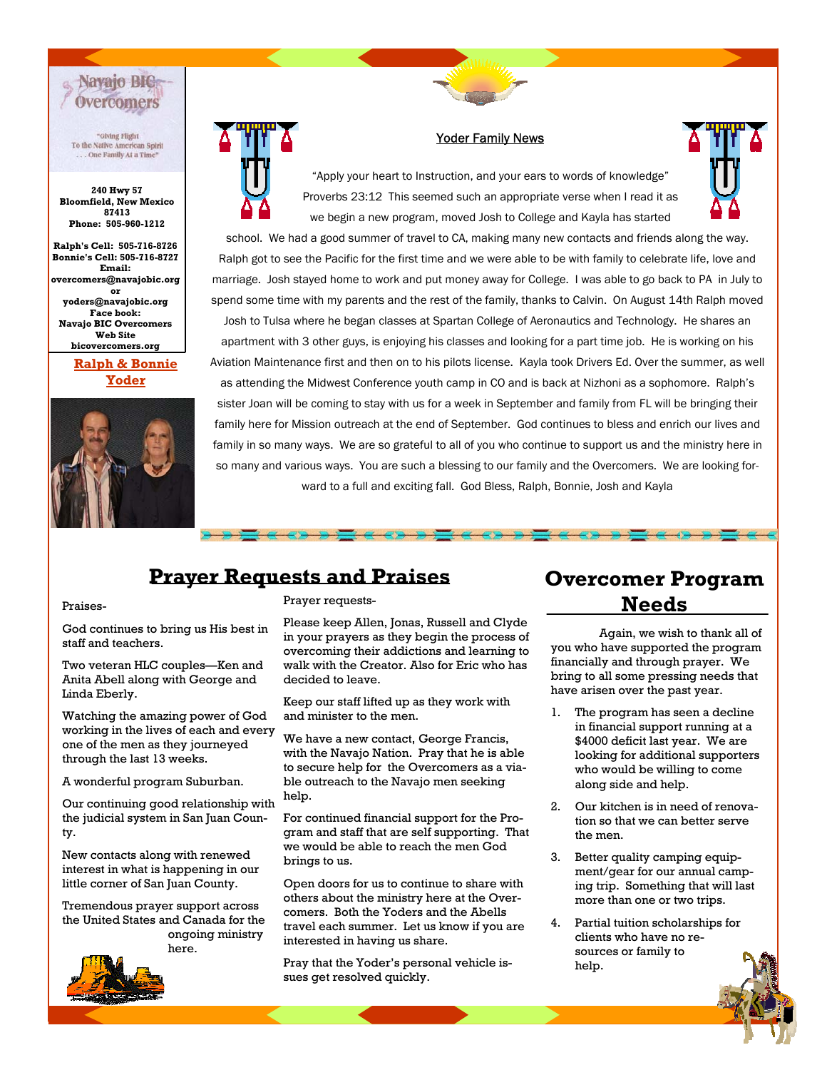Navajo BIC Overcomers

"Giving Flight To the Native American Spirit . . . One Family At a Time"

**240 Hwy 57**
**Bloomfield, New Mexico 87413**
**Phone: 505-960-1212**

**Ralph's Cell: 505-716-8726**
**Bonnie's Cell: 505-716-8727**
**Email:**
**overcomers@navajobic.org**
**or**
**yoders@navajobic.org**
**Face book:**
**Navajo BIC Overcomers**
**Web Site**
**bicovercomers.org**

**Ralph & Bonnie Yoder**

## Yoder Family News

"Apply your heart to Instruction, and your ears to words of knowledge" Proverbs 23:12 This seemed such an appropriate verse when I read it as we begin a new program, moved Josh to College and Kayla has started school. We had a good summer of travel to CA, making many new contacts and friends along the way. Ralph got to see the Pacific for the first time and we were able to be with family to celebrate life, love and marriage. Josh stayed home to work and put money away for College. I was able to go back to PA in July to spend some time with my parents and the rest of the family, thanks to Calvin. On August 14th Ralph moved Josh to Tulsa where he began classes at Spartan College of Aeronautics and Technology. He shares an apartment with 3 other guys, is enjoying his classes and looking for a part time job. He is working on his Aviation Maintenance first and then on to his pilots license. Kayla took Drivers Ed. Over the summer, as well as attending the Midwest Conference youth camp in CO and is back at Nizhoni as a sophomore. Ralph's sister Joan will be coming to stay with us for a week in September and family from FL will be bringing their family here for Mission outreach at the end of September. God continues to bless and enrich our lives and family in so many ways. We are so grateful to all of you who continue to support us and the ministry here in so many and various ways. You are such a blessing to our family and the Overcomers. We are looking forward to a full and exciting fall. God Bless, Ralph, Bonnie, Josh and Kayla

## Prayer Requests and Praises

Praises-

God continues to bring us His best in staff and teachers.

Two veteran HLC couples—Ken and Anita Abell along with George and Linda Eberly.

Watching the amazing power of God working in the lives of each and every one of the men as they journeyed through the last 13 weeks.

A wonderful program Suburban.

Our continuing good relationship with the judicial system in San Juan County.

New contacts along with renewed interest in what is happening in our little corner of San Juan County.

Tremendous prayer support across the United States and Canada for the ongoing ministry here.

Prayer requests-

Please keep Allen, Jonas, Russell and Clyde in your prayers as they begin the process of overcoming their addictions and learning to walk with the Creator. Also for Eric who has decided to leave.

Keep our staff lifted up as they work with and minister to the men.

We have a new contact, George Francis, with the Navajo Nation. Pray that he is able to secure help for the Overcomers as a viable outreach to the Navajo men seeking help.

For continued financial support for the Program and staff that are self supporting. That we would be able to reach the men God brings to us.

Open doors for us to continue to share with others about the ministry here at the Overcomers. Both the Yoders and the Abells travel each summer. Let us know if you are interested in having us share.

Pray that the Yoder's personal vehicle issues get resolved quickly.

## Overcomer Program Needs

Again, we wish to thank all of you who have supported the program financially and through prayer. We bring to all some pressing needs that have arisen over the past year.

1. The program has seen a decline in financial support running at a $4000 deficit last year. We are looking for additional supporters who would be willing to come along side and help.
2. Our kitchen is in need of renovation so that we can better serve the men.
3. Better quality camping equipment/gear for our annual camping trip. Something that will last more than one or two trips.
4. Partial tuition scholarships for clients who have no resources or family to help.